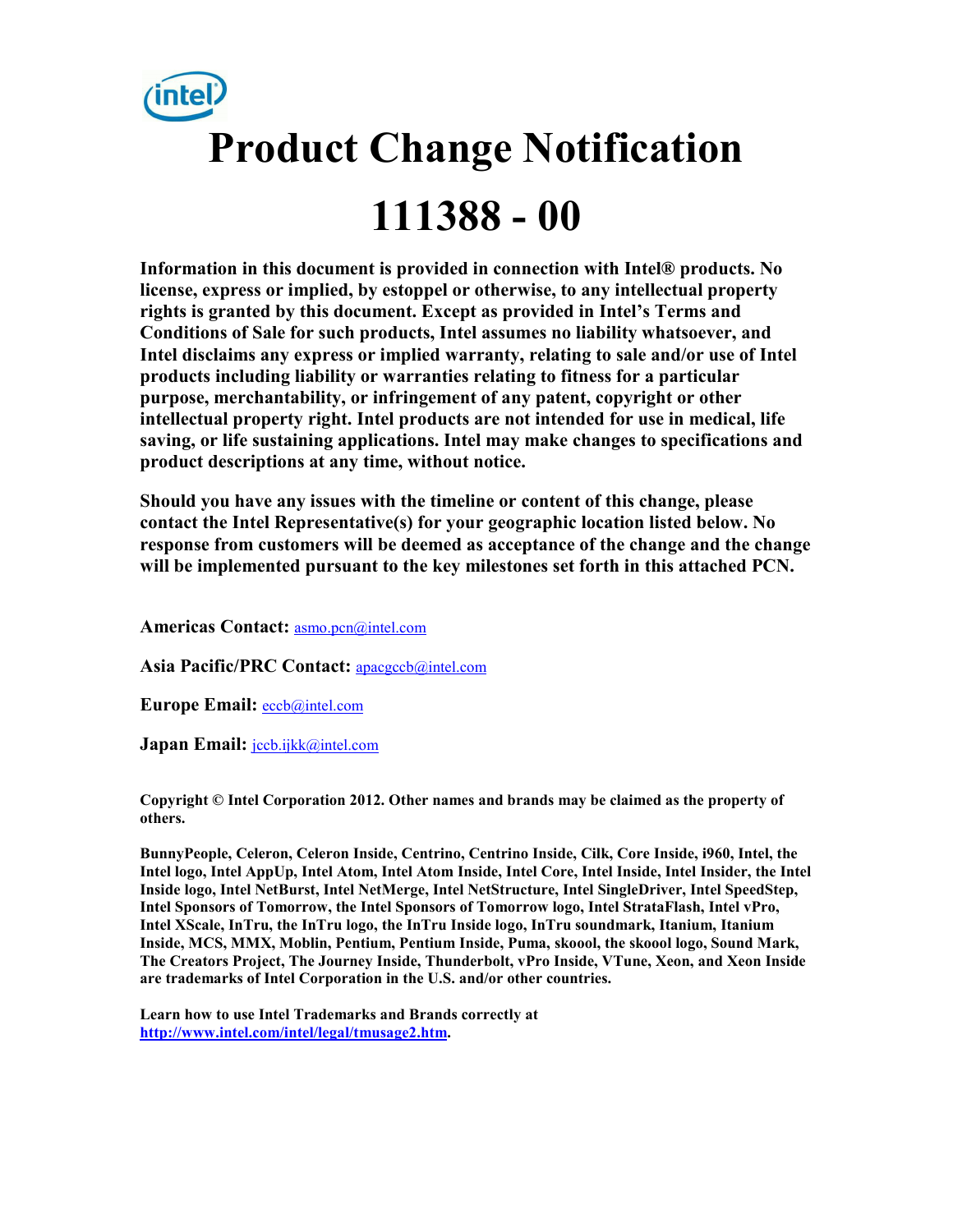# Product Change Notification

# 111388 - 00

**Information in this document is provided in connection with Intel® products. No license, express or implied, by estoppel or otherwise, to any intellectual property rights is granted by this document. Except as provided in Intel's Terms and Conditions of Sale for such products, Intel assumes no liability whatsoever, and Intel disclaims any express or implied warranty, relating to sale and/or use of Intel products including liability or warranties relating to fitness for a particular purpose, merchantability, or infringement of any patent, copyright or other intellectual property right. Intel products are not intended for use in medical, life saving, or life sustaining applications. Intel may make changes to specifications and product descriptions at any time, without notice.**

**Should you have any issues with the timeline or content of this change, please contact the Intel Representative(s) for your geographic location listed below. No response from customers will be deemed as acceptance of the change and the change will be implemented pursuant to the key milestones set forth in this attached PCN.**

**Americas Contact:** asmo.pcn@intel.com

**Asia Pacific/PRC Contact:** apacgccb@intel.com

**Europe Email:** eccb@intel.com

**Japan Email:** jccb.ijkk@intel.com

**Copyright © Intel Corporation 2012. Other names and brands may be claimed as the property of others.**

**BunnyPeople, Celeron, Celeron Inside, Centrino, Centrino Inside, Cilk, Core Inside, i960, Intel, the Intel logo, Intel AppUp, Intel Atom, Intel Atom Inside, Intel Core, Intel Inside, Intel Insider, the Intel Inside logo, Intel NetBurst, Intel NetMerge, Intel NetStructure, Intel SingleDriver, Intel SpeedStep, Intel Sponsors of Tomorrow, the Intel Sponsors of Tomorrow logo, Intel StrataFlash, Intel vPro, Intel XScale, InTru, the InTru logo, the InTru Inside logo, InTru soundmark, Itanium, Itanium Inside, MCS, MMX, Moblin, Pentium, Pentium Inside, Puma, skoool, the skoool logo, Sound Mark, The Creators Project, The Journey Inside, Thunderbolt, vPro Inside, VTune, Xeon, and Xeon Inside are trademarks of Intel Corporation in the U.S. and/or other countries.**

**Learn how to use Intel Trademarks and Brands correctly at http://www.intel.com/intel/legal/tmusage2.htm.**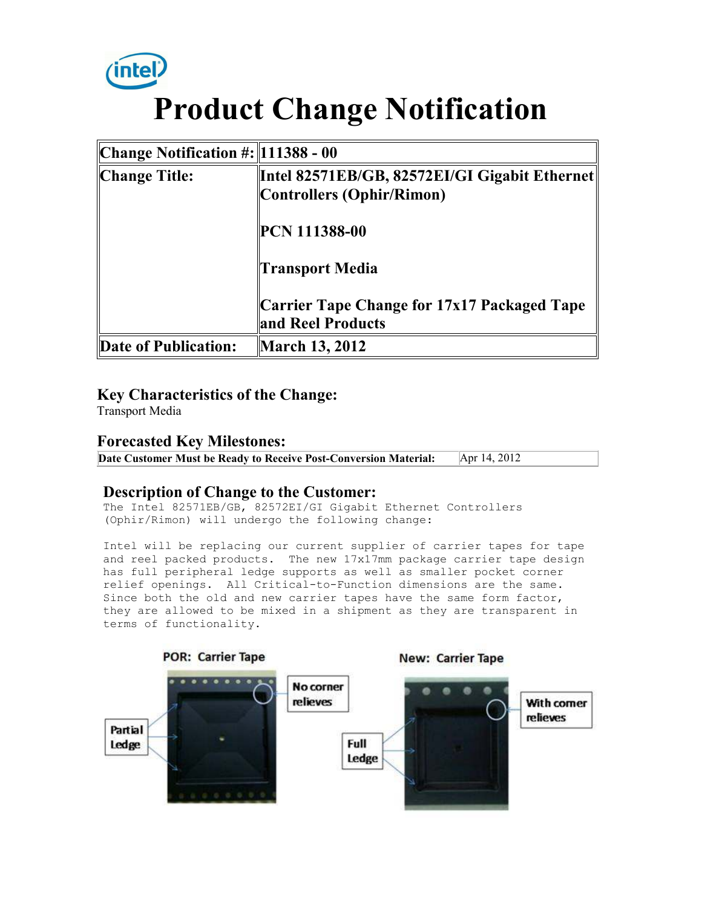# Product Change Notification

| Change Notification #: | 111388 - 00 |
|---|---|
| Change Title: | Intel 82571EB/GB, 82572EI/GI Gigabit Ethernet Controllers (Ophir/Rimon)<br><br>PCN 111388-00<br><br>Transport Media<br><br>Carrier Tape Change for 17x17 Packaged Tape and Reel Products |
| Date of Publication: | March 13, 2012 |

### Key Characteristics of the Change:

Transport Media

### Forecasted Key Milestones:

| Date Customer Must be Ready to Receive Post-Conversion Material: | Apr 14, 2012 |
|---|---|

### Description of Change to the Customer:

The Intel 82571EB/GB, 82572EI/GI Gigabit Ethernet Controllers (Ophir/Rimon) will undergo the following change:

Intel will be replacing our current supplier of carrier tapes for tape and reel packed products. The new 17x17mm package carrier tape design has full peripheral ledge supports as well as smaller pocket corner relief openings. All Critical-to-Function dimensions are the same. Since both the old and new carrier tapes have the same form factor, they are allowed to be mixed in a shipment as they are transparent in terms of functionality.

POR: Carrier Tape — Partial Ledge — No corner relieves

New: Carrier Tape — Full Ledge — With corner relieves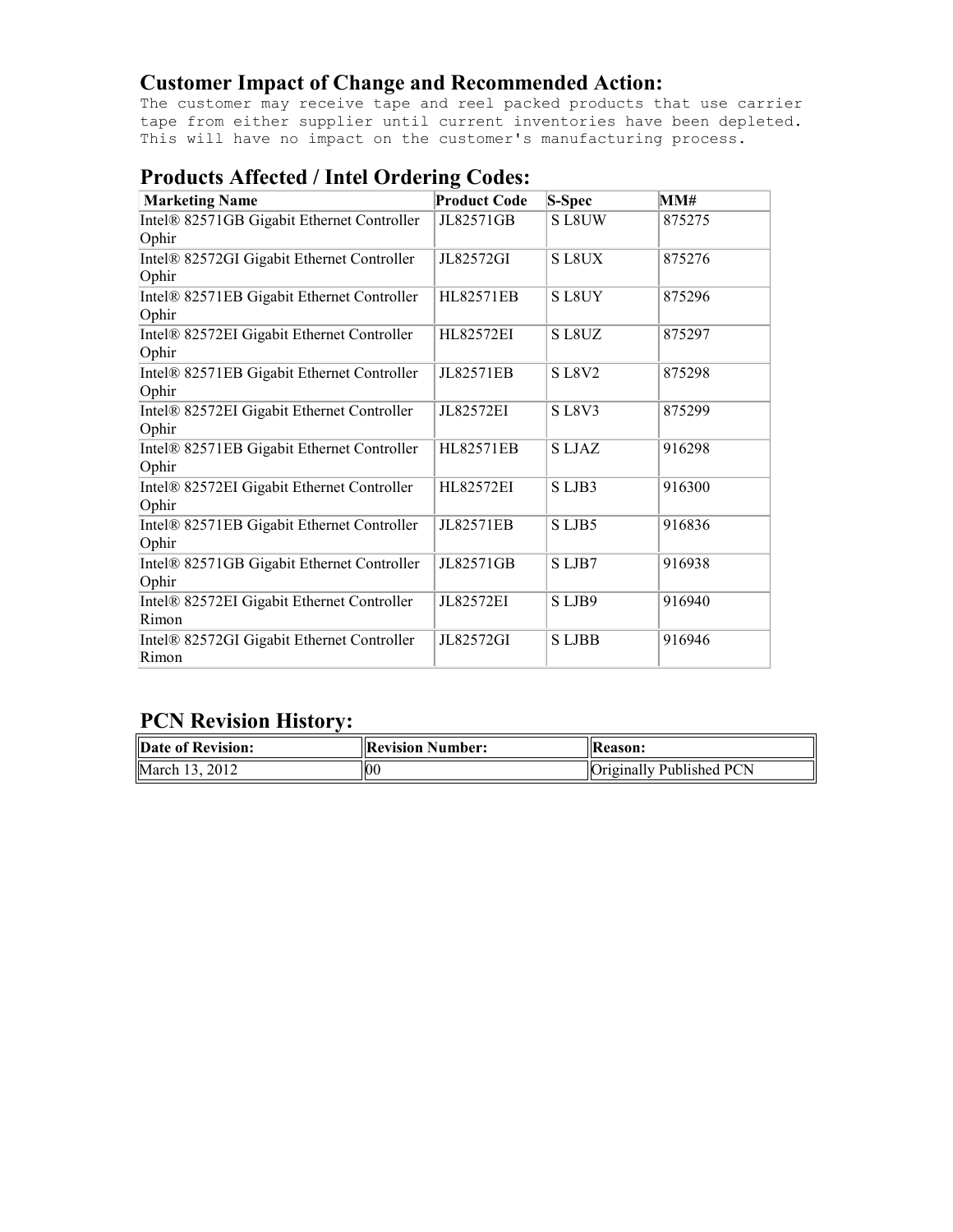## Customer Impact of Change and Recommended Action:

The customer may receive tape and reel packed products that use carrier tape from either supplier until current inventories have been depleted. This will have no impact on the customer's manufacturing process.

## Products Affected / Intel Ordering Codes:

| Marketing Name | Product Code | S-Spec | MM# |
|---|---|---|---|
| Intel® 82571GB Gigabit Ethernet Controller Ophir | JL82571GB | S L8UW | 875275 |
| Intel® 82572GI Gigabit Ethernet Controller Ophir | JL82572GI | S L8UX | 875276 |
| Intel® 82571EB Gigabit Ethernet Controller Ophir | HL82571EB | S L8UY | 875296 |
| Intel® 82572EI Gigabit Ethernet Controller Ophir | HL82572EI | S L8UZ | 875297 |
| Intel® 82571EB Gigabit Ethernet Controller Ophir | JL82571EB | S L8V2 | 875298 |
| Intel® 82572EI Gigabit Ethernet Controller Ophir | JL82572EI | S L8V3 | 875299 |
| Intel® 82571EB Gigabit Ethernet Controller Ophir | HL82571EB | S LJAZ | 916298 |
| Intel® 82572EI Gigabit Ethernet Controller Ophir | HL82572EI | S LJB3 | 916300 |
| Intel® 82571EB Gigabit Ethernet Controller Ophir | JL82571EB | S LJB5 | 916836 |
| Intel® 82571GB Gigabit Ethernet Controller Ophir | JL82571GB | S LJB7 | 916938 |
| Intel® 82572EI Gigabit Ethernet Controller Rimon | JL82572EI | S LJB9 | 916940 |
| Intel® 82572GI Gigabit Ethernet Controller Rimon | JL82572GI | S LJBB | 916946 |

## PCN Revision History:

| Date of Revision: | Revision Number: | Reason: |
|---|---|---|
| March 13, 2012 | 00 | Originally Published PCN |